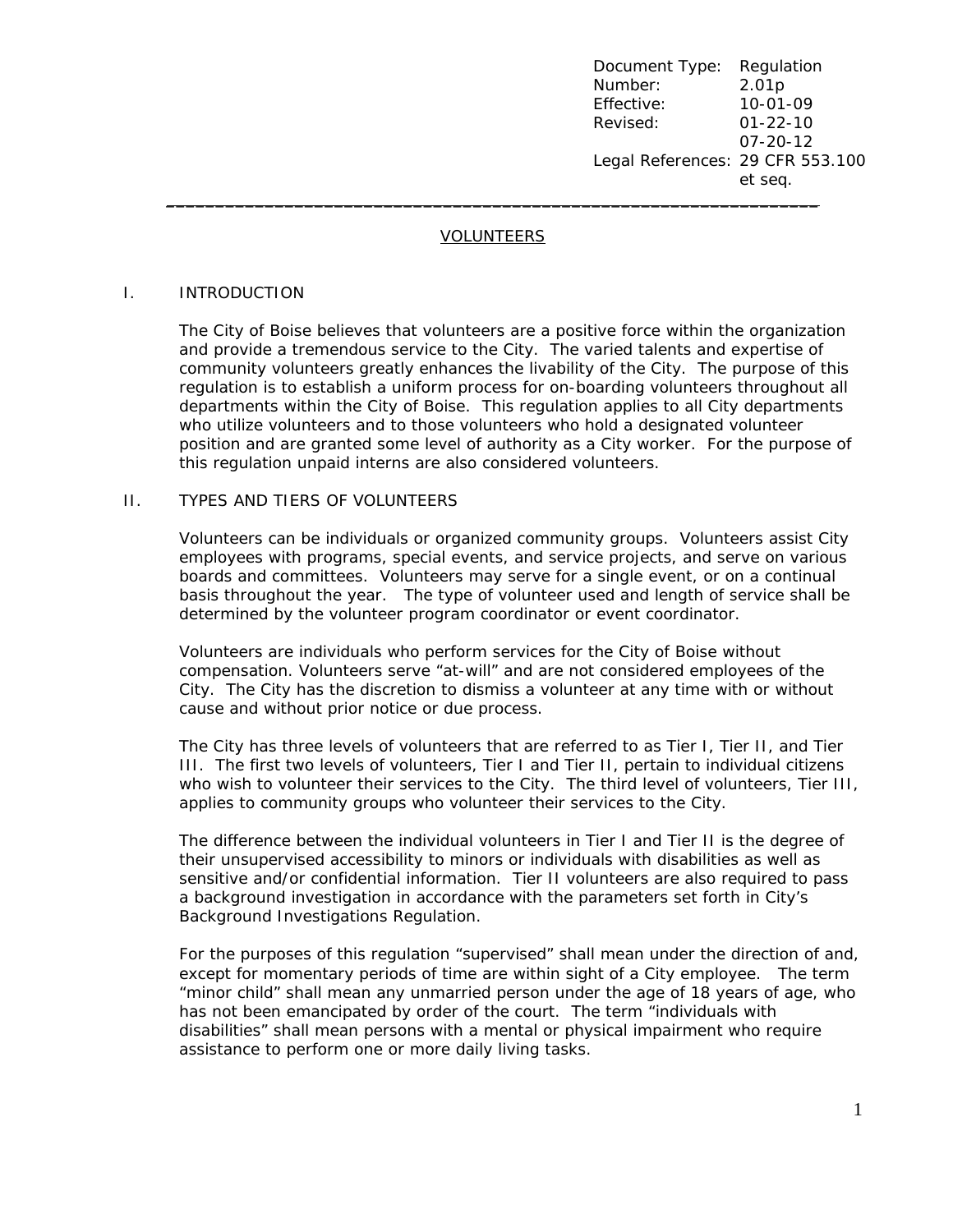| Document Type: | Regulation |
|---|---|
| Number: | 2.01p |
| Effective: | 10-01-09 |
| Revised: | 01-22-10 |
| | 07-20-12 |
| Legal References: | 29 CFR 553.100 et seq. |

---

# VOLUNTEERS

## I. INTRODUCTION

The City of Boise believes that volunteers are a positive force within the organization and provide a tremendous service to the City. The varied talents and expertise of community volunteers greatly enhances the livability of the City. The purpose of this regulation is to establish a uniform process for on-boarding volunteers throughout all departments within the City of Boise. This regulation applies to all City departments who utilize volunteers and to those volunteers who hold a designated volunteer position and are granted some level of authority as a City worker. For the purpose of this regulation unpaid interns are also considered volunteers.

## II. TYPES AND TIERS OF VOLUNTEERS

Volunteers can be individuals or organized community groups. Volunteers assist City employees with programs, special events, and service projects, and serve on various boards and committees. Volunteers may serve for a single event, or on a continual basis throughout the year. The type of volunteer used and length of service shall be determined by the volunteer program coordinator or event coordinator.

Volunteers are individuals who perform services for the City of Boise without compensation. Volunteers serve "at-will" and are not considered employees of the City. The City has the discretion to dismiss a volunteer at any time with or without cause and without prior notice or due process.

The City has three levels of volunteers that are referred to as Tier I, Tier II, and Tier III. The first two levels of volunteers, Tier I and Tier II, pertain to individual citizens who wish to volunteer their services to the City. The third level of volunteers, Tier III, applies to community groups who volunteer their services to the City.

The difference between the individual volunteers in Tier I and Tier II is the degree of their unsupervised accessibility to minors or individuals with disabilities as well as sensitive and/or confidential information. Tier II volunteers are also required to pass a background investigation in accordance with the parameters set forth in City's Background Investigations Regulation.

For the purposes of this regulation "supervised" shall mean under the direction of and, except for momentary periods of time are within sight of a City employee. The term "minor child" shall mean any unmarried person under the age of 18 years of age, who has not been emancipated by order of the court. The term "individuals with disabilities" shall mean persons with a mental or physical impairment who require assistance to perform one or more daily living tasks.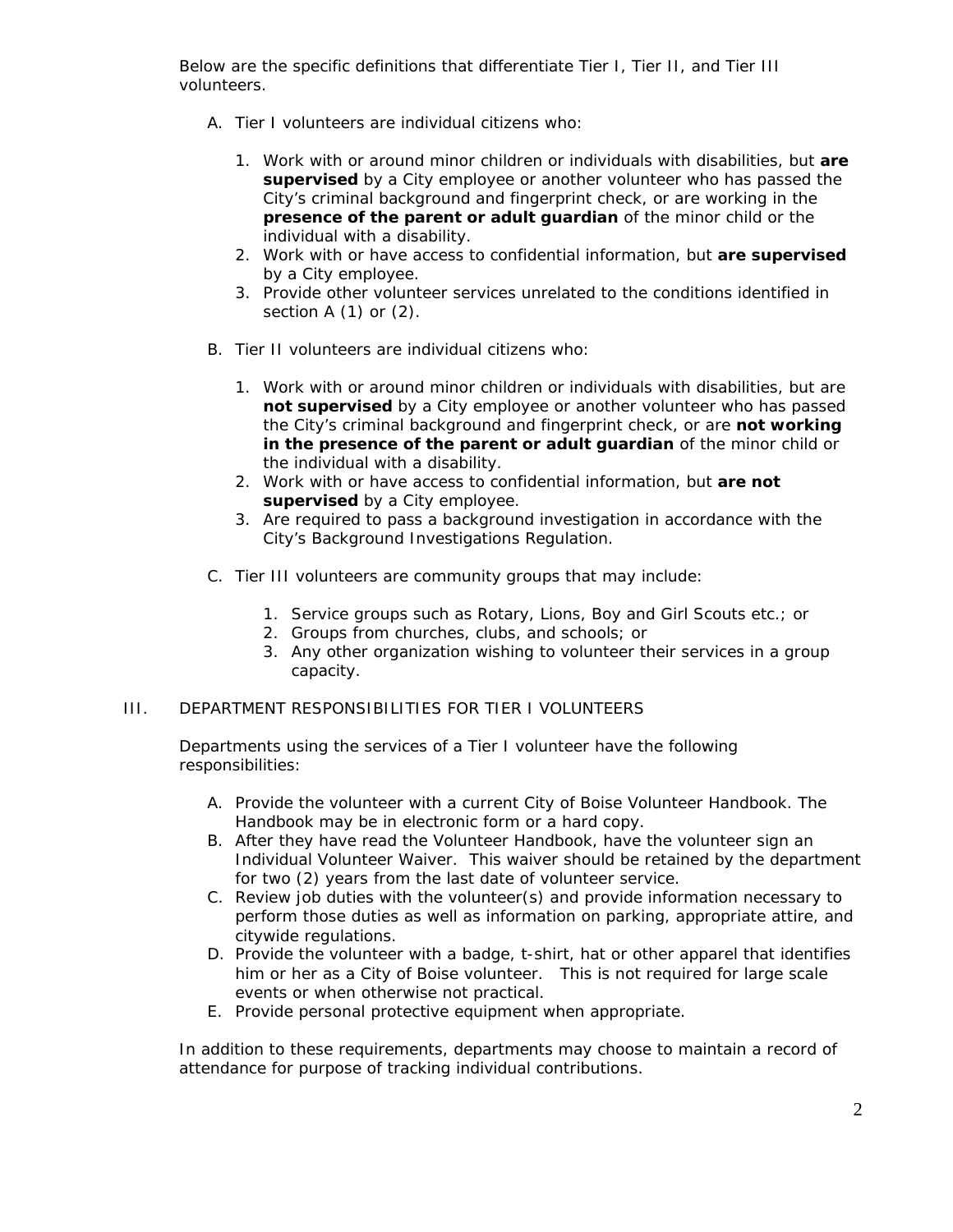Below are the specific definitions that differentiate Tier I, Tier II, and Tier III volunteers.

A. Tier I volunteers are individual citizens who:

   1. Work with or around minor children or individuals with disabilities, but **are supervised** by a City employee or another volunteer who has passed the City's criminal background and fingerprint check, or are working in the **presence of the parent or adult guardian** of the minor child or the individual with a disability.
   2. Work with or have access to confidential information, but **are supervised** by a City employee.
   3. Provide other volunteer services unrelated to the conditions identified in section A (1) or (2).

B. Tier II volunteers are individual citizens who:

   1. Work with or around minor children or individuals with disabilities, but are **not supervised** by a City employee or another volunteer who has passed the City's criminal background and fingerprint check, or are **not working in the presence of the parent or adult guardian** of the minor child or the individual with a disability.
   2. Work with or have access to confidential information, but **are not supervised** by a City employee.
   3. Are required to pass a background investigation in accordance with the City's Background Investigations Regulation.

C. Tier III volunteers are community groups that may include:

   1. Service groups such as Rotary, Lions, Boy and Girl Scouts etc.; or
   2. Groups from churches, clubs, and schools; or
   3. Any other organization wishing to volunteer their services in a group capacity.

## III. DEPARTMENT RESPONSIBILITIES FOR TIER I VOLUNTEERS

Departments using the services of a Tier I volunteer have the following responsibilities:

A. Provide the volunteer with a current City of Boise Volunteer Handbook. The Handbook may be in electronic form or a hard copy.
B. After they have read the Volunteer Handbook, have the volunteer sign an Individual Volunteer Waiver. This waiver should be retained by the department for two (2) years from the last date of volunteer service.
C. Review job duties with the volunteer(s) and provide information necessary to perform those duties as well as information on parking, appropriate attire, and citywide regulations.
D. Provide the volunteer with a badge, t-shirt, hat or other apparel that identifies him or her as a City of Boise volunteer. This is not required for large scale events or when otherwise not practical.
E. Provide personal protective equipment when appropriate.

In addition to these requirements, departments may choose to maintain a record of attendance for purpose of tracking individual contributions.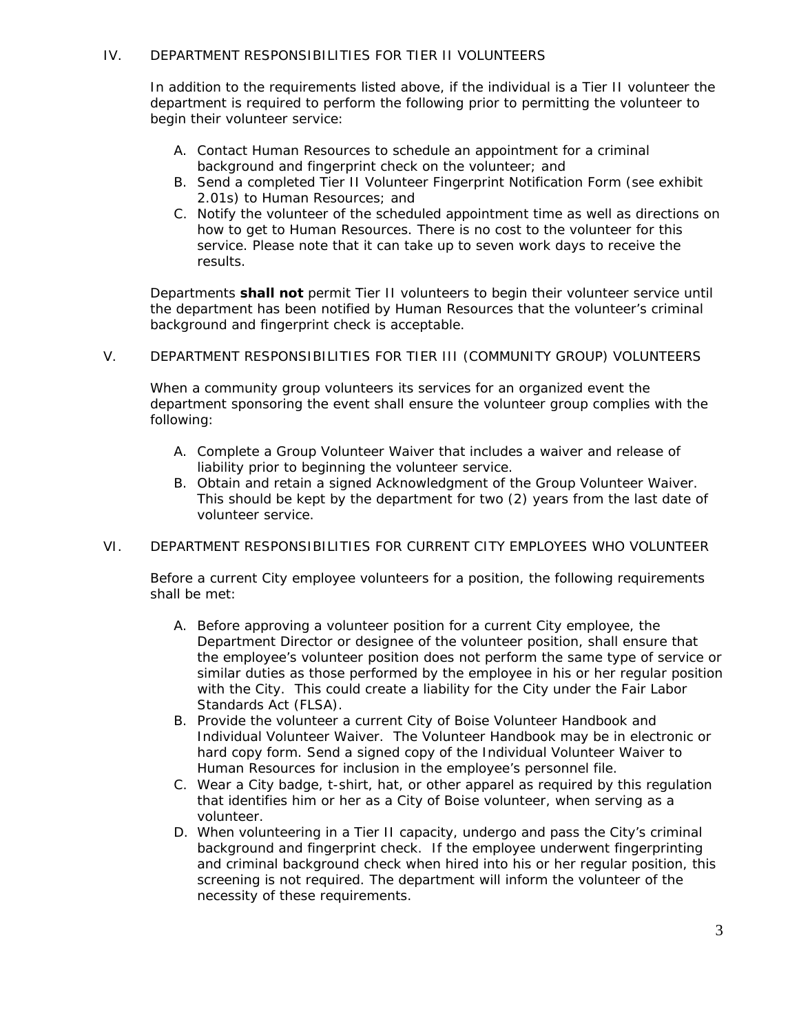## IV. DEPARTMENT RESPONSIBILITIES FOR TIER II VOLUNTEERS

In addition to the requirements listed above, if the individual is a Tier II volunteer the department is required to perform the following prior to permitting the volunteer to begin their volunteer service:

A. Contact Human Resources to schedule an appointment for a criminal background and fingerprint check on the volunteer; and
B. Send a completed Tier II Volunteer Fingerprint Notification Form (see exhibit 2.01s) to Human Resources; and
C. Notify the volunteer of the scheduled appointment time as well as directions on how to get to Human Resources. There is no cost to the volunteer for this service. Please note that it can take up to seven work days to receive the results.

Departments **shall not** permit Tier II volunteers to begin their volunteer service until the department has been notified by Human Resources that the volunteer's criminal background and fingerprint check is acceptable.

## V. DEPARTMENT RESPONSIBILITIES FOR TIER III (COMMUNITY GROUP) VOLUNTEERS

When a community group volunteers its services for an organized event the department sponsoring the event shall ensure the volunteer group complies with the following:

A. Complete a Group Volunteer Waiver that includes a waiver and release of liability prior to beginning the volunteer service.
B. Obtain and retain a signed Acknowledgment of the Group Volunteer Waiver. This should be kept by the department for two (2) years from the last date of volunteer service.

## VI. DEPARTMENT RESPONSIBILITIES FOR CURRENT CITY EMPLOYEES WHO VOLUNTEER

Before a current City employee volunteers for a position, the following requirements shall be met:

A. Before approving a volunteer position for a current City employee, the Department Director or designee of the volunteer position, shall ensure that the employee's volunteer position does not perform the same type of service or similar duties as those performed by the employee in his or her regular position with the City. This could create a liability for the City under the Fair Labor Standards Act (FLSA).
B. Provide the volunteer a current City of Boise Volunteer Handbook and Individual Volunteer Waiver. The Volunteer Handbook may be in electronic or hard copy form. Send a signed copy of the Individual Volunteer Waiver to Human Resources for inclusion in the employee's personnel file.
C. Wear a City badge, t-shirt, hat, or other apparel as required by this regulation that identifies him or her as a City of Boise volunteer, when serving as a volunteer.
D. When volunteering in a Tier II capacity, undergo and pass the City's criminal background and fingerprint check. If the employee underwent fingerprinting and criminal background check when hired into his or her regular position, this screening is not required. The department will inform the volunteer of the necessity of these requirements.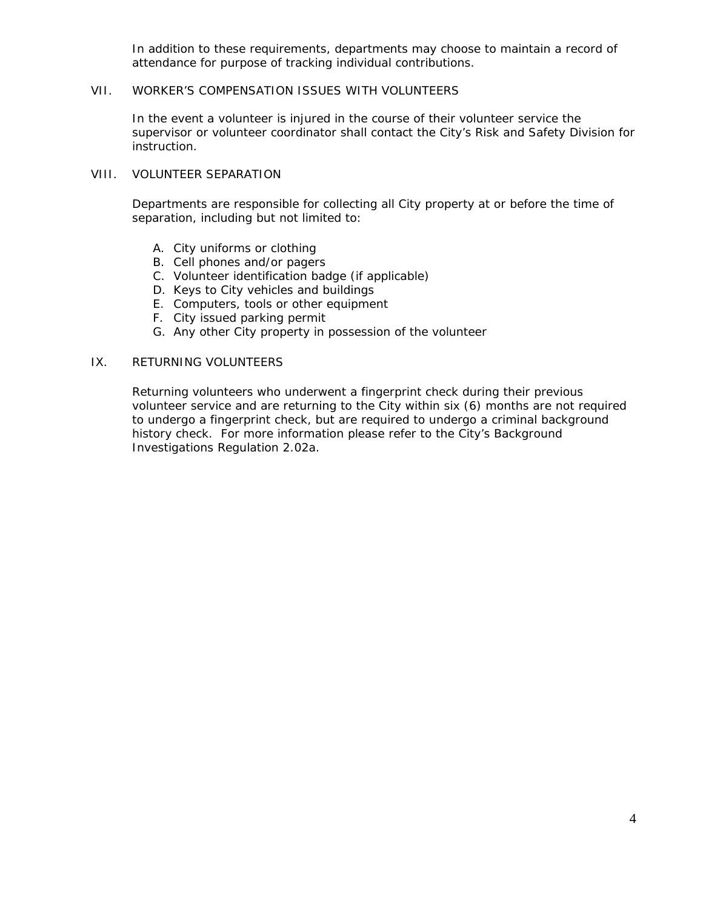In addition to these requirements, departments may choose to maintain a record of attendance for purpose of tracking individual contributions.

## VII. WORKER'S COMPENSATION ISSUES WITH VOLUNTEERS

In the event a volunteer is injured in the course of their volunteer service the supervisor or volunteer coordinator shall contact the City's Risk and Safety Division for instruction.

## VIII. VOLUNTEER SEPARATION

Departments are responsible for collecting all City property at or before the time of separation, including but not limited to:

A. City uniforms or clothing
B. Cell phones and/or pagers
C. Volunteer identification badge (if applicable)
D. Keys to City vehicles and buildings
E. Computers, tools or other equipment
F. City issued parking permit
G. Any other City property in possession of the volunteer

## IX. RETURNING VOLUNTEERS

Returning volunteers who underwent a fingerprint check during their previous volunteer service and are returning to the City within six (6) months are not required to undergo a fingerprint check, but are required to undergo a criminal background history check. For more information please refer to the City's Background Investigations Regulation 2.02a.